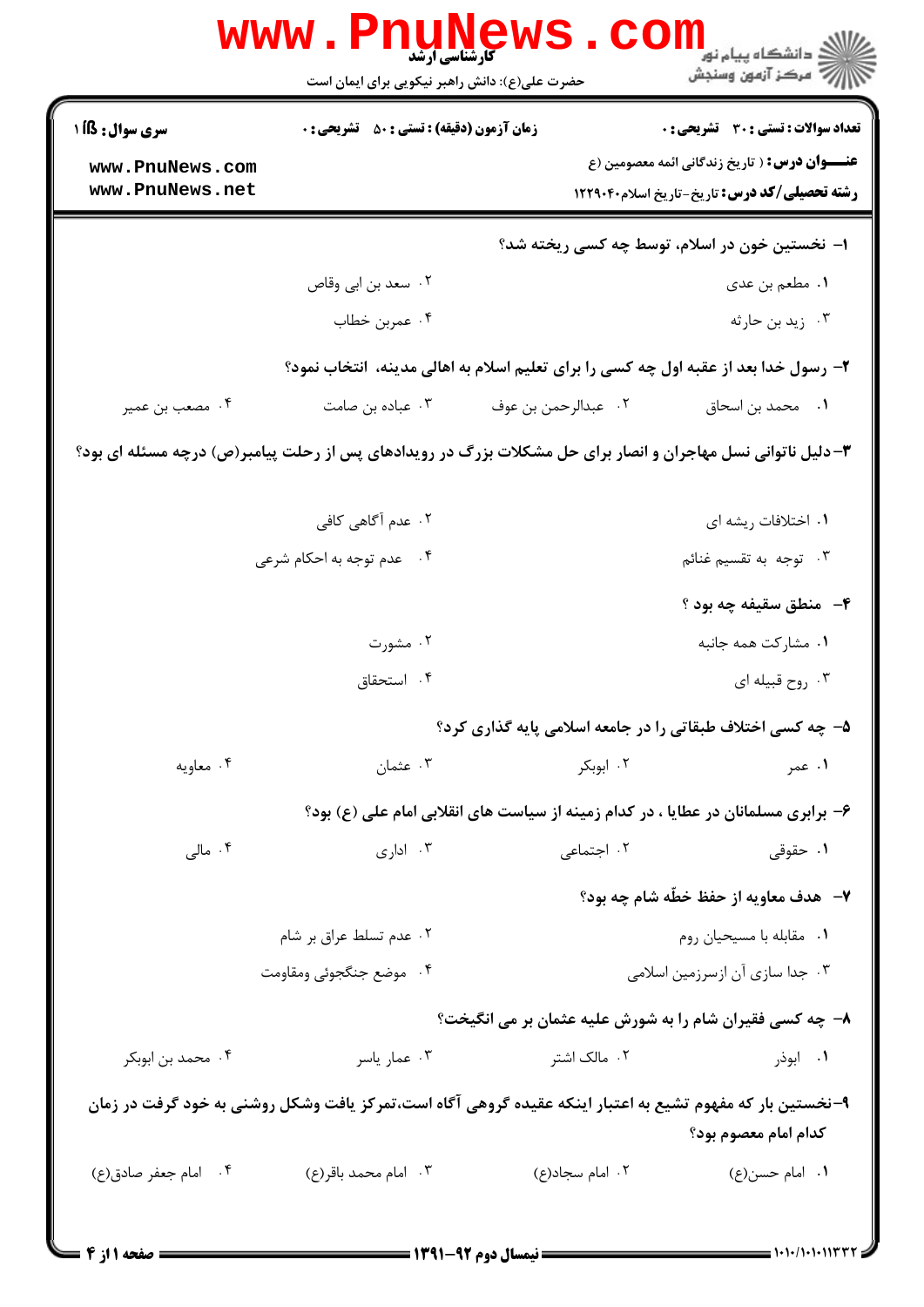**کارشناسی ارشد**

حضرت علی(ع): دانش راهبر نیکویی برای ایمان است

دانشگاه پیام نور
مرکز آزمون وسنجش

**تعداد سوالات : تستی : ۳۰ تشریحی : ۰** | **زمان آزمون (دقیقه) : تستی : ۵۰ تشریحی : ۰** | **سری سوال : ۱ یک**

**عنـــوان درس :** ( تاریخ زندگانی ائمه معصومین (ع

**رشته تحصیلی/کد درس :** تاریخ-تاریخ اسلام۱۲۲۹۰۴۰

www.PnuNews.com
www.PnuNews.net

**۱- نخستین خون در اسلام، توسط چه کسی ریخته شد؟**

۱. مطعم بن عدی
۲. سعد بن ابی وقاص
۳. زید بن حارثه
۴. عمربن خطاب

**۲- رسول خدا بعد از عقبه اول چه کسی را برای تعلیم اسلام به اهالی مدینه، انتخاب نمود؟**

۱. محمد بن اسحاق
۲. عبدالرحمن بن عوف
۳. عباده بن صامت
۴. مصعب بن عمیر

**۳-دلیل ناتوانی نسل مهاجران و انصار برای حل مشکلات بزرگ در رویدادهای پس از رحلت پیامبر(ص) درچه مسئله ای بود؟**

۱. اختلافات ریشه ای
۲. عدم آگاهی کافی
۳. توجه به تقسیم غنائم
۴. عدم توجه به احکام شرعی

**۴- منطق سقیفه چه بود ؟**

۱. مشارکت همه جانبه
۲. مشورت
۳. روح قبیله ای
۴. استحقاق

**۵- چه کسی اختلاف طبقاتی را در جامعه اسلامی پایه گذاری کرد؟**

۱. عمر
۲. ابوبکر
۳. عثمان
۴. معاویه

**۶- برابری مسلمانان در عطایا ، در کدام زمینه از سیاست های انقلابی امام علی (ع) بود؟**

۱. حقوقی
۲. اجتماعی
۳. اداری
۴. مالی

**۷- هدف معاویه از حفظ خطّه شام چه بود؟**

۱. مقابله با مسیحیان روم
۲. عدم تسلط عراق بر شام
۳. جدا سازی آن ازسرزمین اسلامی
۴. موضع جنگجوئی ومقاومت

**۸- چه کسی فقیران شام را به شورش علیه عثمان بر می انگیخت؟**

۱. ابوذر
۲. مالک اشتر
۳. عمار یاسر
۴. محمد بن ابوبکر

**۹-نخستین بار که مفهوم تشیع به اعتبار اینکه عقیده گروهی آگاه است،تمرکز یافت وشکل روشنی به خود گرفت در زمان کدام امام معصوم بود؟**

۱. امام حسن(ع)
۲. امام سجاد(ع)
۳. امام محمد باقر(ع)
۴. امام جعفر صادق(ع)

نیمسال دوم ۹۲-۱۳۹۱

۱۰۱۰/۱۰۱۰۱۱۳۳۲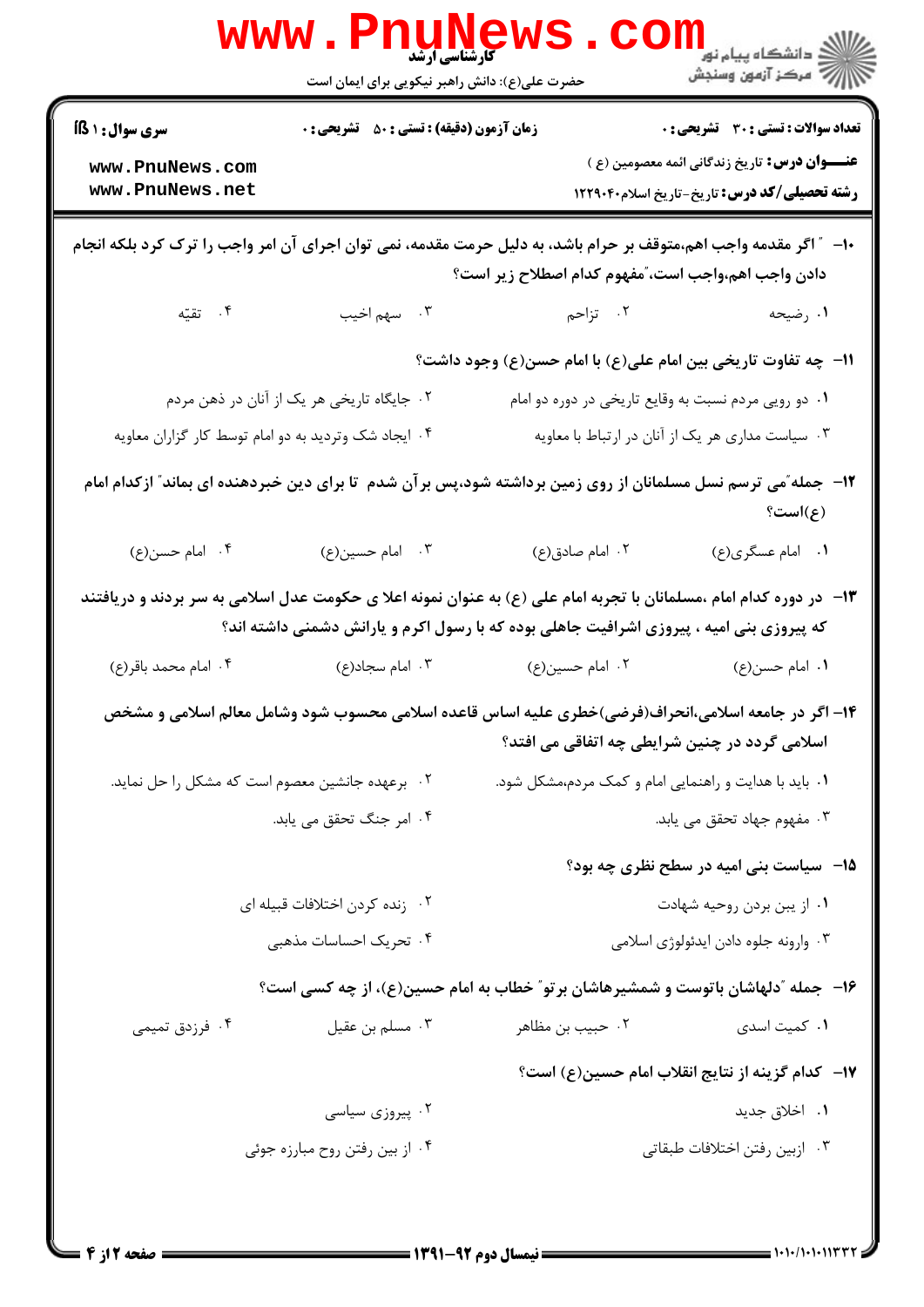کارشناسی ارشد

حضرت علی(ع): دانش راهبر نیکویی برای ایمان است

**سری سوال:** ۱ یک

**زمان آزمون (دقیقه) : تستی :** ۵۰ **تشریحی :** ۰

**تعداد سوالات : تستی :** ۳۰ **تشریحی :** ۰

**عنـــوان درس:** تاریخ زندگانی ائمه معصومین (ع )

**رشته تحصیلی/کد درس:** تاریخ-تاریخ اسلام۱۲۲۹۰۴۰

۱۰- " اگر مقدمه واجب اهم،متوقف بر حرام باشد، به دلیل حرمت مقدمه، نمی توان اجرای آن امر واجب را ترک کرد بلکه انجام دادن واجب اهم،واجب است،"مفهوم کدام اصطلاح زیر است؟

۱. رضیحه
۲. تزاحم
۳. سهم اخیب
۴. تقیّه

۱۱- چه تفاوت تاریخی بین امام علی(ع) با امام حسن(ع) وجود داشت؟

۱. دو رویی مردم نسبت به وقایع تاریخی در دوره دو امام
۲. جایگاه تاریخی هر یک از آنان در ذهن مردم
۳. سیاست مداری هر یک از آنان در ارتباط با معاویه
۴. ایجاد شک وتردید به دو امام توسط کار گزاران معاویه

۱۲- جمله"می ترسم نسل مسلمانان از روی زمین برداشته شود،پس برآن شدم تا برای دین خبردهنده ای بماند" ازکدام امام (ع)است؟

۱. امام عسگری(ع)
۲. امام صادق(ع)
۳. امام حسین(ع)
۴. امام حسن(ع)

۱۳- در دوره کدام امام ،مسلمانان با تجربه امام علی (ع) به عنوان نمونه اعلا ی حکومت عدل اسلامی به سر بردند و دریافتند که پیروزی بنی امیه ، پیروزی اشرافیت جاهلی بوده که با رسول اکرم و یارانش دشمنی داشته اند؟

۱. امام حسن(ع)
۲. امام حسین(ع)
۳. امام سجاد(ع)
۴. امام محمد باقر(ع)

۱۴- اگر در جامعه اسلامی،انحراف(فرضی)خطری علیه اساس قاعده اسلامی محسوب شود وشامل معالم اسلامی و مشخص اسلامی گردد در چنین شرایطی چه اتفاقی می افتد؟

۱. باید با هدایت و راهنمایی امام و کمک مردم،مشکل شود.
۲. برعهده جانشین معصوم است که مشکل را حل نماید.
۳. مفهوم جهاد تحقق می یابد.
۴. امر جنگ تحقق می یابد.

۱۵- سیاست بنی امیه در سطح نظری چه بود؟

۱. از بین بردن روحیه شهادت
۲. زنده کردن اختلافات قبیله ای
۳. وارونه جلوه دادن ایدئولوژی اسلامی
۴. تحریک احساسات مذهبی

۱۶- جمله "دلهاشان باتوست و شمشیرهاشان برتو" خطاب به امام حسین(ع)، از چه کسی است؟

۱. کمیت اسدی
۲. حبیب بن مظاهر
۳. مسلم بن عقیل
۴. فرزدق تمیمی

۱۷- کدام گزینه از نتایج انقلاب امام حسین(ع) است؟

۱. اخلاق جدید
۲. پیروزی سیاسی
۳. ازبین رفتن اختلافات طبقاتی
۴. از بین رفتن روح مبارزه جوئی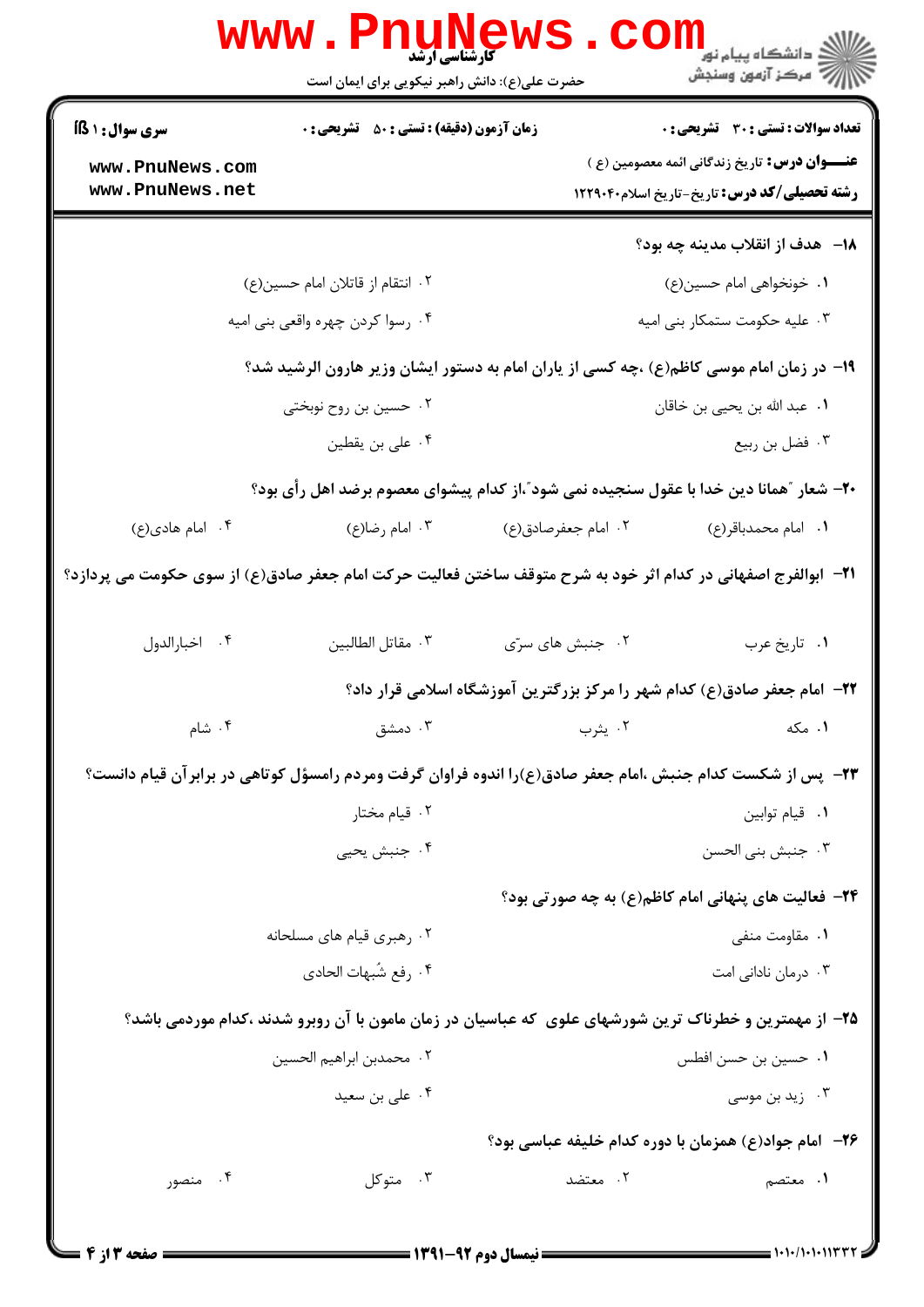**سری سوال: ۱ یک**

**زمان آزمون (دقیقه): تستی: ۵۰  تشریحی: ۰**

**تعداد سوالات: تستی: ۳۰  تشریحی: ۰**

**عنـــوان درس:** تاریخ زندگانی ائمه معصومین (ع)

**رشته تحصیلی/کد درس:** تاریخ-تاریخ اسلام ۱۲۲۹۰۴۰

**۱۸-** هدف از انقلاب مدینه چه بود؟

۱. خونخواهی امام حسین(ع)

۲. انتقام از قاتلان امام حسین(ع)

۳. علیه حکومت ستمکار بنی امیه

۴. رسوا کردن چهره واقعی بنی امیه

**۱۹-** در زمان امام موسی کاظم(ع) ،چه کسی از یاران امام به دستور ایشان وزیر هارون الرشید شد؟

۱. عبد الله بن یحیی بن خاقان

۲. حسین بن روح نوبختی

۳. فضل بن ربیع

۴. علی بن یقطین

**۲۰-** شعار "همانا دین خدا با عقول سنجیده نمی شود"،از کدام پیشوای معصوم برضد اهل رأی بود؟

۱. امام محمدباقر(ع)

۲. امام جعفرصادق(ع)

۳. امام رضا(ع)

۴. امام هادی(ع)

**۲۱-** ابوالفرج اصفهانی در کدام اثر خود به شرح متوقف ساختن فعالیت حرکت امام جعفر صادق(ع) از سوی حکومت می پردازد؟

۱. تاریخ عرب

۲. جنبش های سرّی

۳. مقاتل الطالبین

۴. اخبارالدول

**۲۲-** امام جعفر صادق(ع) کدام شهر را مرکز بزرگترین آموزشگاه اسلامی قرار داد؟

۱. مکه

۲. یثرب

۳. دمشق

۴. شام

**۲۳-** پس از شکست کدام جنبش ،امام جعفر صادق(ع)را اندوه فراوان گرفت ومردم رامسؤل کوتاهی در برابرآن قیام دانست؟

۱. قیام توابین

۲. قیام مختار

۳. جنبش بنی الحسن

۴. جنبش یحیی

**۲۴-** فعالیت های پنهانی امام کاظم(ع) به چه صورتی بود؟

۱. مقاومت منفی

۲. رهبری قیام های مسلحانه

۳. درمان نادانی امت

۴. رفع شُبهات الحادی

**۲۵-** از مهمترین و خطرناک ترین شورشهای علوی که عباسیان در زمان مامون با آن روبرو شدند ،کدام موردمی باشد؟

۱. حسین بن حسن افطس

۲. محمدبن ابراهیم الحسین

۳. زید بن موسی

۴. علی بن سعید

**۲۶-** امام جواد(ع) همزمان با دوره کدام خلیفه عباسی بود؟

۱. معتصم

۲. معتضد

۳. متوکل

۴. منصور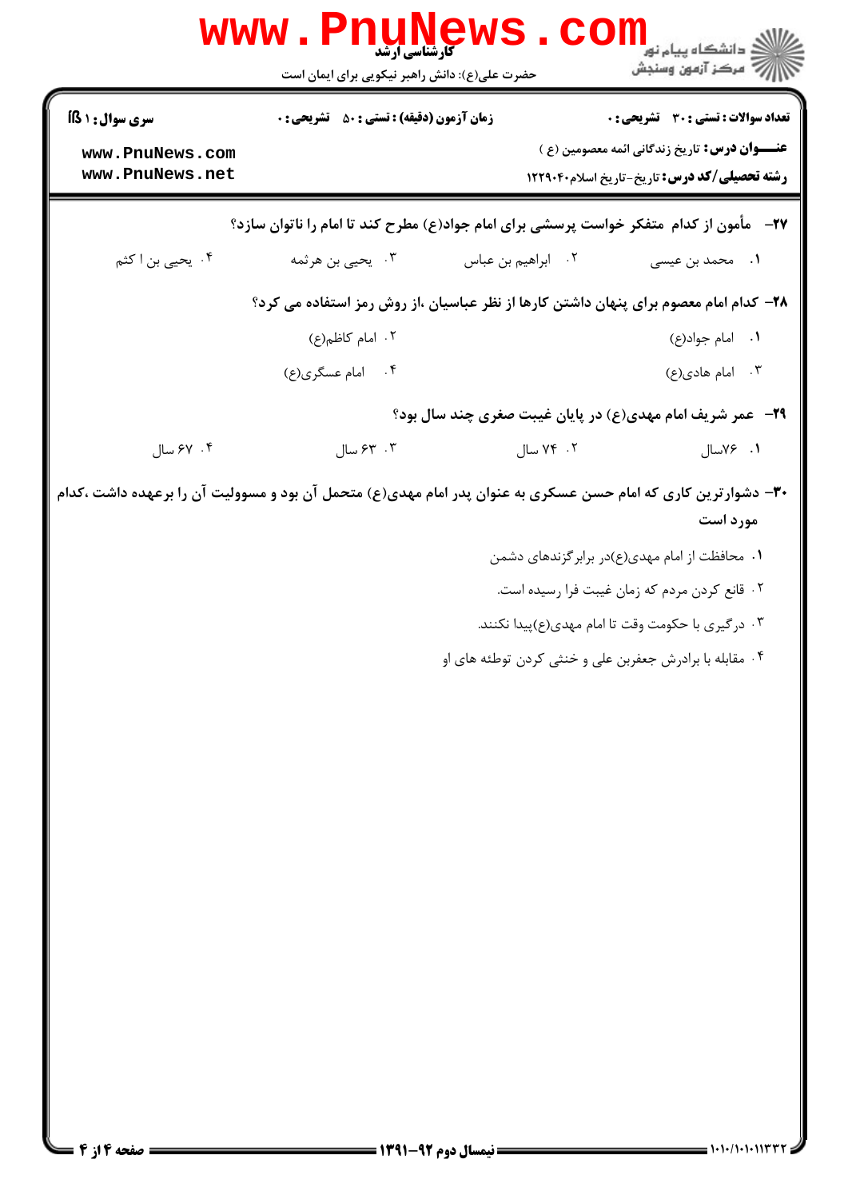۲۷- مأمون از کدام متفکر خواست پرسشی برای امام جواد(ع) مطرح کند تا امام را ناتوان سازد؟

۱. محمد بن عیسی
۲. ابراهیم بن عباس
۳. یحیی بن هرثمه
۴. یحیی بن اکثم

۲۸- کدام امام معصوم برای پنهان داشتن کارها از نظر عباسیان ،از روش رمز استفاده می کرد؟

۱. امام جواد(ع)
۲. امام کاظم(ع)
۳. امام هادی(ع)
۴. امام عسگری(ع)

۲۹- عمر شریف امام مهدی(ع) در پایان غیبت صغری چند سال بود؟

۱. ۷۶سال
۲. ۷۴ سال
۳. ۶۳ سال
۴. ۶۷ سال

۳۰- دشوارترین کاری که امام حسن عسکری به عنوان پدر امام مهدی(ع) متحمل آن بود و مسوولیت آن را برعهده داشت ،کدام مورد است

۱. محافظت از امام مهدی(ع)در برابرگزندهای دشمن
۲. قانع کردن مردم که زمان غیبت فرا رسیده است.
۳. درگیری با حکومت وقت تا امام مهدی(ع)پیدا نکنند.
۴. مقابله با برادرش جعفربن علی و خنثی کردن توطئه های او